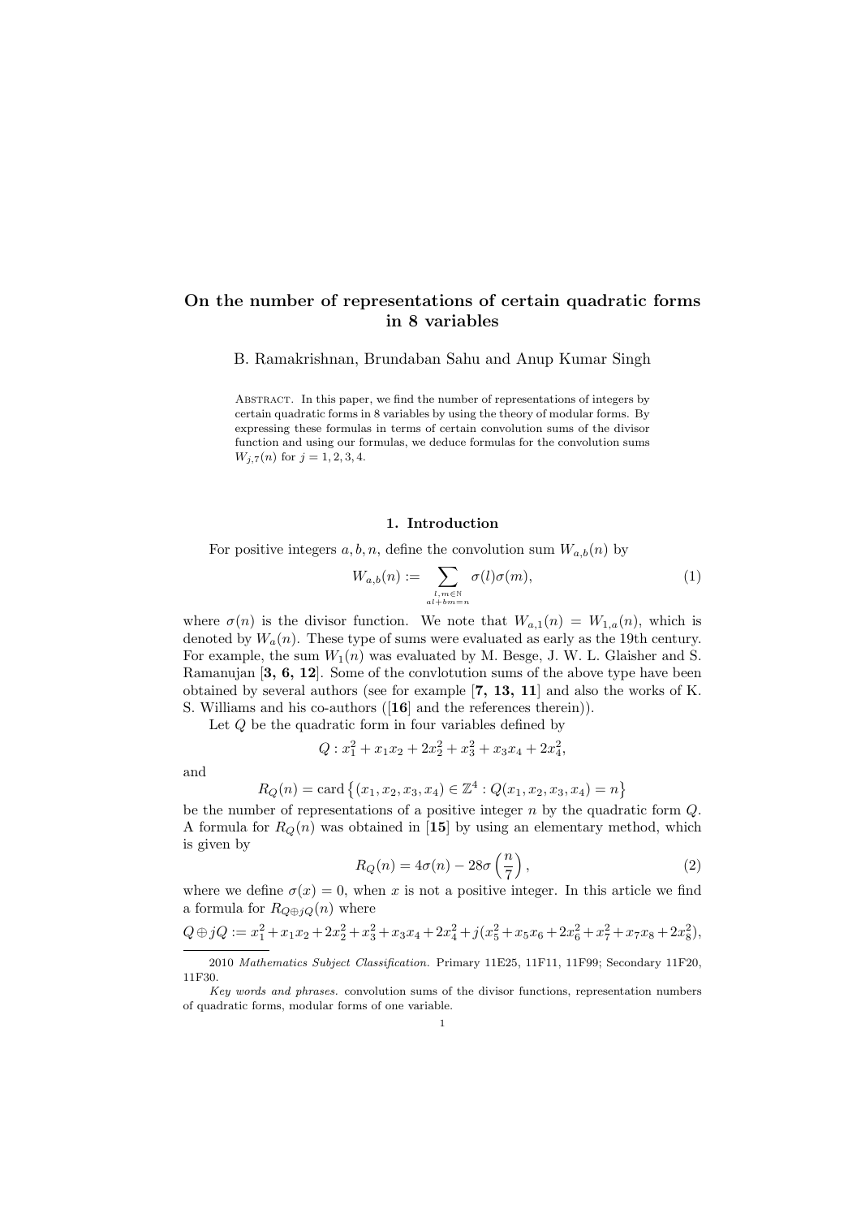# On the number of representations of certain quadratic forms in 8 variables

B. Ramakrishnan, Brundaban Sahu and Anup Kumar Singh

Abstract. In this paper, we find the number of representations of integers by certain quadratic forms in 8 variables by using the theory of modular forms. By expressing these formulas in terms of certain convolution sums of the divisor function and using our formulas, we deduce formulas for the convolution sums $W_{j,7}(n)$ for $j = 1, 2, 3, 4$.

## 1. Introduction

For positive integers $a, b, n$, define the convolution sum $W_{a,b}(n)$ by

$$W_{a,b}(n) := \sum_{\substack{l,m \in \mathbb{N} \\ al+bm=n}} \sigma(l)\sigma(m), \tag{1}$$

where $\sigma(n)$ is the divisor function. We note that $W_{a,1}(n) = W_{1,a}(n)$, which is denoted by $W_a(n)$. These type of sums were evaluated as early as the 19th century. For example, the sum $W_1(n)$ was evaluated by M. Besge, J. W. L. Glaisher and S. Ramanujan [**3, 6, 12**]. Some of the convlotution sums of the above type have been obtained by several authors (see for example [**7, 13, 11**] and also the works of K. S. Williams and his co-authors ([**16**] and the references therein)).

Let $Q$ be the quadratic form in four variables defined by

$$Q : x_1^2 + x_1x_2 + 2x_2^2 + x_3^2 + x_3x_4 + 2x_4^2,$$

and

$$R_Q(n) = \text{card}\left\{(x_1, x_2, x_3, x_4) \in \mathbb{Z}^4 : Q(x_1, x_2, x_3, x_4) = n\right\}$$

be the number of representations of a positive integer $n$ by the quadratic form $Q$. A formula for $R_Q(n)$ was obtained in [**15**] by using an elementary method, which is given by

$$R_Q(n) = 4\sigma(n) - 28\sigma\left(\frac{n}{7}\right), \tag{2}$$

where we define $\sigma(x) = 0$, when $x$ is not a positive integer. In this article we find a formula for $R_{Q\oplus jQ}(n)$ where

$$Q \oplus jQ := x_1^2 + x_1x_2 + 2x_2^2 + x_3^2 + x_3x_4 + 2x_4^2 + j(x_5^2 + x_5x_6 + 2x_6^2 + x_7^2 + x_7x_8 + 2x_8^2),$$

2010 *Mathematics Subject Classification.* Primary 11E25, 11F11, 11F99; Secondary 11F20, 11F30.

*Key words and phrases.* convolution sums of the divisor functions, representation numbers of quadratic forms, modular forms of one variable.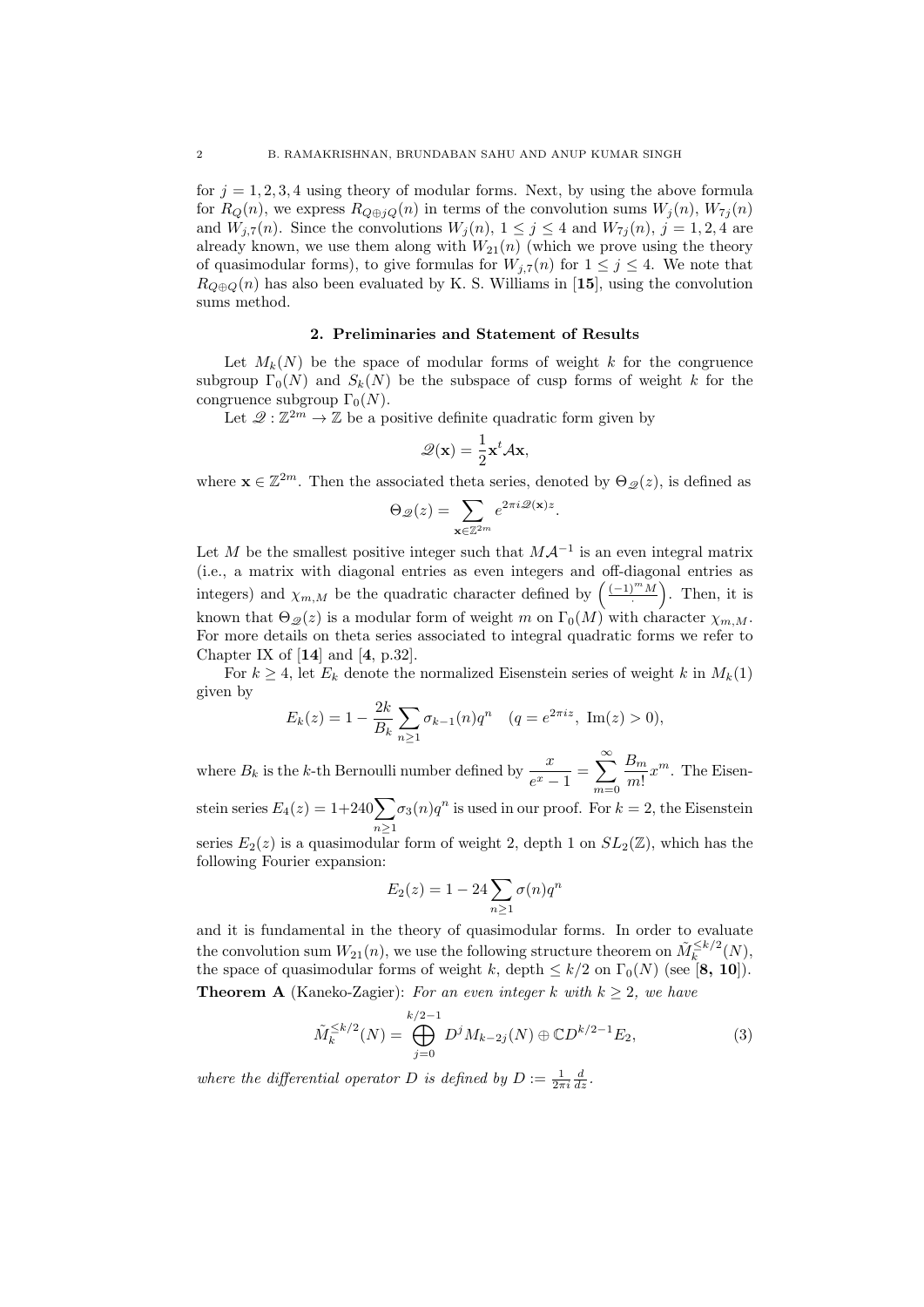for $j = 1, 2, 3, 4$ using theory of modular forms. Next, by using the above formula for $R_Q(n)$, we express $R_{Q\oplus jQ}(n)$ in terms of the convolution sums $W_j(n)$, $W_{7j}(n)$ and $W_{j,7}(n)$. Since the convolutions $W_j(n)$, $1 \le j \le 4$ and $W_{7j}(n)$, $j = 1, 2, 4$ are already known, we use them along with $W_{21}(n)$ (which we prove using the theory of quasimodular forms), to give formulas for $W_{j,7}(n)$ for $1 \le j \le 4$. We note that $R_{Q\oplus Q}(n)$ has also been evaluated by K. S. Williams in [**15**], using the convolution sums method.

## 2. Preliminaries and Statement of Results

Let $M_k(N)$ be the space of modular forms of weight $k$ for the congruence subgroup $\Gamma_0(N)$ and $S_k(N)$ be the subspace of cusp forms of weight $k$ for the congruence subgroup $\Gamma_0(N)$.

Let $\mathscr{Q} : \mathbb{Z}^{2m} \to \mathbb{Z}$ be a positive definite quadratic form given by

$$\mathscr{Q}(\mathbf{x}) = \frac{1}{2}\mathbf{x}^t \mathcal{A}\mathbf{x},$$

where $\mathbf{x} \in \mathbb{Z}^{2m}$. Then the associated theta series, denoted by $\Theta_{\mathscr{Q}}(z)$, is defined as

$$\Theta_{\mathscr{Q}}(z) = \sum_{\mathbf{x}\in\mathbb{Z}^{2m}} e^{2\pi i \mathscr{Q}(\mathbf{x})z}.$$

Let $M$ be the smallest positive integer such that $M\mathcal{A}^{-1}$ is an even integral matrix (i.e., a matrix with diagonal entries as even integers and off-diagonal entries as integers) and $\chi_{m,M}$ be the quadratic character defined by $\left(\frac{(-1)^m M}{\cdot}\right)$. Then, it is known that $\Theta_{\mathscr{Q}}(z)$ is a modular form of weight $m$ on $\Gamma_0(M)$ with character $\chi_{m,M}$. For more details on theta series associated to integral quadratic forms we refer to Chapter IX of [**14**] and [**4**, p.32].

For $k \ge 4$, let $E_k$ denote the normalized Eisenstein series of weight $k$ in $M_k(1)$ given by

$$E_k(z) = 1 - \frac{2k}{B_k}\sum_{n\ge1}\sigma_{k-1}(n)q^n \quad (q = e^{2\pi i z},\ \mathrm{Im}(z) > 0),$$

where $B_k$ is the $k$-th Bernoulli number defined by $\dfrac{x}{e^x-1} = \displaystyle\sum_{m=0}^{\infty}\frac{B_m}{m!}x^m$. The Eisenstein series $E_4(z) = 1+240\displaystyle\sum_{n\ge1}\sigma_3(n)q^n$ is used in our proof. For $k = 2$, the Eisenstein series $E_2(z)$ is a quasimodular form of weight 2, depth 1 on $SL_2(\mathbb{Z})$, which has the following Fourier expansion:

$$E_2(z) = 1 - 24\sum_{n\ge1}\sigma(n)q^n$$

and it is fundamental in the theory of quasimodular forms. In order to evaluate the convolution sum $W_{21}(n)$, we use the following structure theorem on $\tilde{M}_k^{\le k/2}(N)$, the space of quasimodular forms of weight $k$, depth $\le k/2$ on $\Gamma_0(N)$ (see [**8, 10**]).

**Theorem A** (Kaneko-Zagier): *For an even integer $k$ with $k \ge 2$, we have*

$$\tilde{M}_k^{\le k/2}(N) = \bigoplus_{j=0}^{k/2-1} D^j M_{k-2j}(N) \oplus \mathbb{C}D^{k/2-1}E_2, \tag{3}$$

*where the differential operator $D$ is defined by $D := \frac{1}{2\pi i}\frac{d}{dz}$.*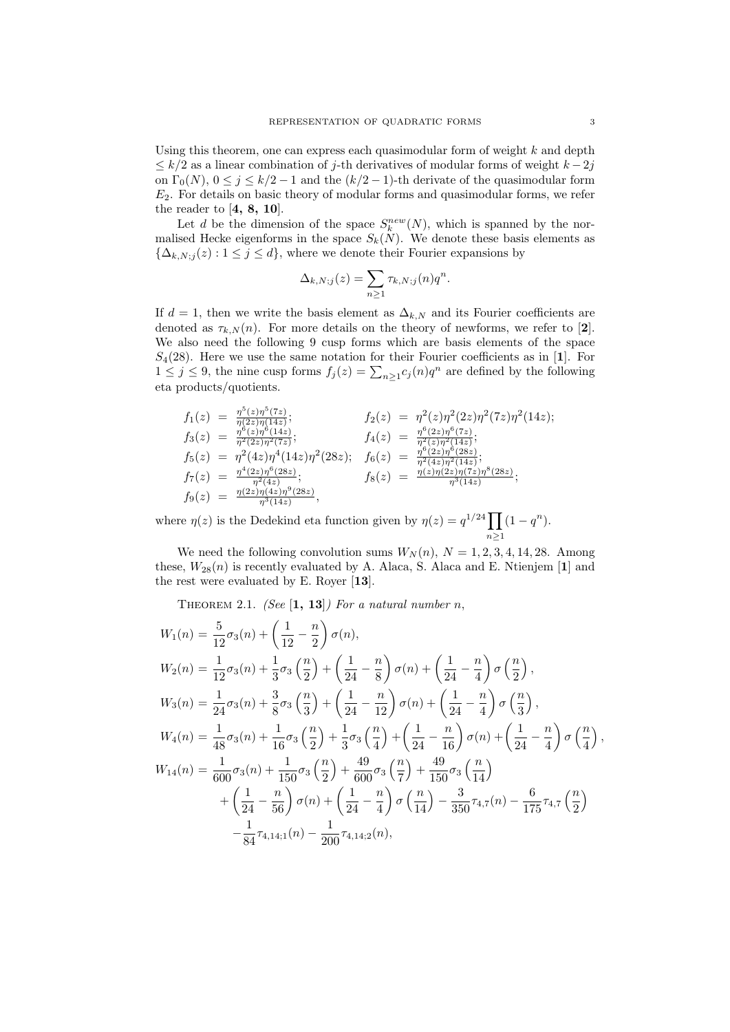Using this theorem, one can express each quasimodular form of weight $k$ and depth $\leq k/2$ as a linear combination of $j$-th derivatives of modular forms of weight $k-2j$ on $\Gamma_0(N)$, $0 \leq j \leq k/2-1$ and the $(k/2-1)$-th derivate of the quasimodular form $E_2$. For details on basic theory of modular forms and quasimodular forms, we refer the reader to [**4, 8, 10**].

Let $d$ be the dimension of the space $S_k^{new}(N)$, which is spanned by the normalised Hecke eigenforms in the space $S_k(N)$. We denote these basis elements as $\{\Delta_{k,N;j}(z) : 1 \leq j \leq d\}$, where we denote their Fourier expansions by

$$\Delta_{k,N;j}(z) = \sum_{n\geq 1} \tau_{k,N;j}(n) q^n.$$

If $d = 1$, then we write the basis element as $\Delta_{k,N}$ and its Fourier coefficients are denoted as $\tau_{k,N}(n)$. For more details on the theory of newforms, we refer to [**2**]. We also need the following 9 cusp forms which are basis elements of the space $S_4(28)$. Here we use the same notation for their Fourier coefficients as in [**1**]. For $1 \leq j \leq 9$, the nine cusp forms $f_j(z) = \sum_{n\geq 1} c_j(n) q^n$ are defined by the following eta products/quotients.

$$
\begin{aligned}
f_1(z) &= \frac{\eta^5(z)\eta^5(7z)}{\eta(2z)\eta(14z)}; & f_2(z) &= \eta^2(z)\eta^2(2z)\eta^2(7z)\eta^2(14z);\\
f_3(z) &= \frac{\eta^6(z)\eta^6(14z)}{\eta^2(2z)\eta^2(7z)}; & f_4(z) &= \frac{\eta^6(2z)\eta^6(7z)}{\eta^2(z)\eta^2(14z)};\\
f_5(z) &= \eta^2(4z)\eta^4(14z)\eta^2(28z); & f_6(z) &= \frac{\eta^6(2z)\eta^6(28z)}{\eta^2(4z)\eta^2(14z)};\\
f_7(z) &= \frac{\eta^4(2z)\eta^6(28z)}{\eta^2(4z)}; & f_8(z) &= \frac{\eta(z)\eta(2z)\eta(7z)\eta^8(28z)}{\eta^3(14z)};\\
f_9(z) &= \frac{\eta(2z)\eta(4z)\eta^9(28z)}{\eta^3(14z)}, & &
\end{aligned}
$$

where $\eta(z)$ is the Dedekind eta function given by $\eta(z) = q^{1/24} \prod_{n\geq 1} (1-q^n)$.

We need the following convolution sums $W_N(n)$, $N = 1, 2, 3, 4, 14, 28$. Among these, $W_{28}(n)$ is recently evaluated by A. Alaca, S. Alaca and E. Ntienjem [**1**] and the rest were evaluated by E. Royer [**13**].

Theorem 2.1. *(See* [**1, 13**]*) For a natural number $n$,*

$$
\begin{aligned}
W_1(n) &= \frac{5}{12}\sigma_3(n) + \left(\frac{1}{12} - \frac{n}{2}\right)\sigma(n),\\
W_2(n) &= \frac{1}{12}\sigma_3(n) + \frac{1}{3}\sigma_3\left(\frac{n}{2}\right) + \left(\frac{1}{24} - \frac{n}{8}\right)\sigma(n) + \left(\frac{1}{24} - \frac{n}{4}\right)\sigma\left(\frac{n}{2}\right),\\
W_3(n) &= \frac{1}{24}\sigma_3(n) + \frac{3}{8}\sigma_3\left(\frac{n}{3}\right) + \left(\frac{1}{24} - \frac{n}{12}\right)\sigma(n) + \left(\frac{1}{24} - \frac{n}{4}\right)\sigma\left(\frac{n}{3}\right),\\
W_4(n) &= \frac{1}{48}\sigma_3(n) + \frac{1}{16}\sigma_3\left(\frac{n}{2}\right) + \frac{1}{3}\sigma_3\left(\frac{n}{4}\right) + \left(\frac{1}{24} - \frac{n}{16}\right)\sigma(n) + \left(\frac{1}{24} - \frac{n}{4}\right)\sigma\left(\frac{n}{4}\right),\\
W_{14}(n) &= \frac{1}{600}\sigma_3(n) + \frac{1}{150}\sigma_3\left(\frac{n}{2}\right) + \frac{49}{600}\sigma_3\left(\frac{n}{7}\right) + \frac{49}{150}\sigma_3\left(\frac{n}{14}\right)\\
&\quad + \left(\frac{1}{24} - \frac{n}{56}\right)\sigma(n) + \left(\frac{1}{24} - \frac{n}{4}\right)\sigma\left(\frac{n}{14}\right) - \frac{3}{350}\tau_{4,7}(n) - \frac{6}{175}\tau_{4,7}\left(\frac{n}{2}\right)\\
&\quad - \frac{1}{84}\tau_{4,14;1}(n) - \frac{1}{200}\tau_{4,14;2}(n),
\end{aligned}
$$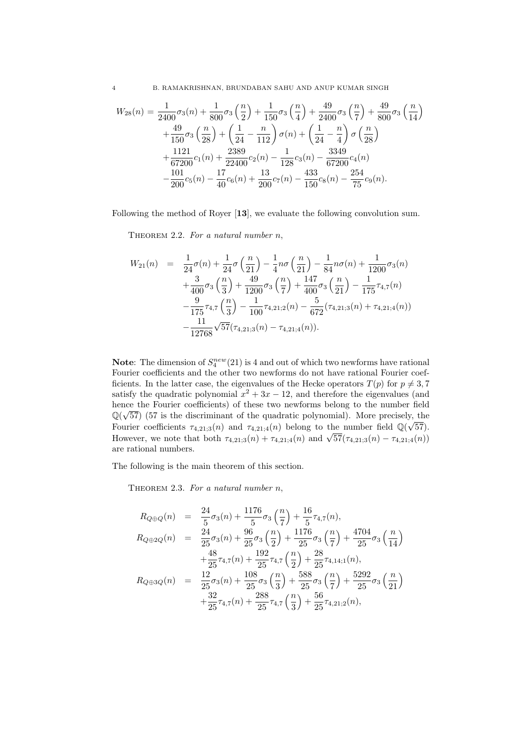$$
\begin{aligned}
W_{28}(n) = {} & \frac{1}{2400}\sigma_3(n) + \frac{1}{800}\sigma_3\left(\frac{n}{2}\right) + \frac{1}{150}\sigma_3\left(\frac{n}{4}\right) + \frac{49}{2400}\sigma_3\left(\frac{n}{7}\right) + \frac{49}{800}\sigma_3\left(\frac{n}{14}\right) \\
& + \frac{49}{150}\sigma_3\left(\frac{n}{28}\right) + \left(\frac{1}{24} - \frac{n}{112}\right)\sigma(n) + \left(\frac{1}{24} - \frac{n}{4}\right)\sigma\left(\frac{n}{28}\right) \\
& + \frac{1121}{67200}c_1(n) + \frac{2389}{22400}c_2(n) - \frac{1}{128}c_3(n) - \frac{3349}{67200}c_4(n) \\
& - \frac{101}{200}c_5(n) - \frac{17}{40}c_6(n) + \frac{13}{200}c_7(n) - \frac{433}{150}c_8(n) - \frac{254}{75}c_9(n).
\end{aligned}
$$

Following the method of Royer [**13**], we evaluate the following convolution sum.

Theorem 2.2. *For a natural number $n$,*

$$
\begin{aligned}
W_{21}(n) = {} & \frac{1}{24}\sigma(n) + \frac{1}{24}\sigma\left(\frac{n}{21}\right) - \frac{1}{4}n\sigma\left(\frac{n}{21}\right) - \frac{1}{84}n\sigma(n) + \frac{1}{1200}\sigma_3(n) \\
& + \frac{3}{400}\sigma_3\left(\frac{n}{3}\right) + \frac{49}{1200}\sigma_3\left(\frac{n}{7}\right) + \frac{147}{400}\sigma_3\left(\frac{n}{21}\right) - \frac{1}{175}\tau_{4,7}(n) \\
& - \frac{9}{175}\tau_{4,7}\left(\frac{n}{3}\right) - \frac{1}{100}\tau_{4,21;2}(n) - \frac{5}{672}(\tau_{4,21;3}(n) + \tau_{4,21;4}(n)) \\
& - \frac{11}{12768}\sqrt{57}(\tau_{4,21;3}(n) - \tau_{4,21;4}(n)).
\end{aligned}
$$

**Note**: The dimension of $S_4^{new}(21)$ is 4 and out of which two newforms have rational Fourier coefficients and the other two newforms do not have rational Fourier coefficients. In the latter case, the eigenvalues of the Hecke operators $T(p)$ for $p \neq 3, 7$ satisfy the quadratic polynomial $x^2 + 3x - 12$, and therefore the eigenvalues (and hence the Fourier coefficients) of these two newforms belong to the number field $\mathbb{Q}(\sqrt{57})$ (57 is the discriminant of the quadratic polynomial). More precisely, the Fourier coefficients $\tau_{4,21;3}(n)$ and $\tau_{4,21;4}(n)$ belong to the number field $\mathbb{Q}(\sqrt{57})$. However, we note that both $\tau_{4,21;3}(n) + \tau_{4,21;4}(n)$ and $\sqrt{57}(\tau_{4,21;3}(n) - \tau_{4,21;4}(n))$ are rational numbers.

The following is the main theorem of this section.

Theorem 2.3. *For a natural number $n$,*

$$
\begin{aligned}
R_{Q\oplus Q}(n) = {} & \frac{24}{5}\sigma_3(n) + \frac{1176}{5}\sigma_3\left(\frac{n}{7}\right) + \frac{16}{5}\tau_{4,7}(n), \\
R_{Q\oplus 2Q}(n) = {} & \frac{24}{25}\sigma_3(n) + \frac{96}{25}\sigma_3\left(\frac{n}{2}\right) + \frac{1176}{25}\sigma_3\left(\frac{n}{7}\right) + \frac{4704}{25}\sigma_3\left(\frac{n}{14}\right) \\
& + \frac{48}{25}\tau_{4,7}(n) + \frac{192}{25}\tau_{4,7}\left(\frac{n}{2}\right) + \frac{28}{25}\tau_{4,14;1}(n), \\
R_{Q\oplus 3Q}(n) = {} & \frac{12}{25}\sigma_3(n) + \frac{108}{25}\sigma_3\left(\frac{n}{3}\right) + \frac{588}{25}\sigma_3\left(\frac{n}{7}\right) + \frac{5292}{25}\sigma_3\left(\frac{n}{21}\right) \\
& + \frac{32}{25}\tau_{4,7}(n) + \frac{288}{25}\tau_{4,7}\left(\frac{n}{3}\right) + \frac{56}{25}\tau_{4,21;2}(n),
\end{aligned}
$$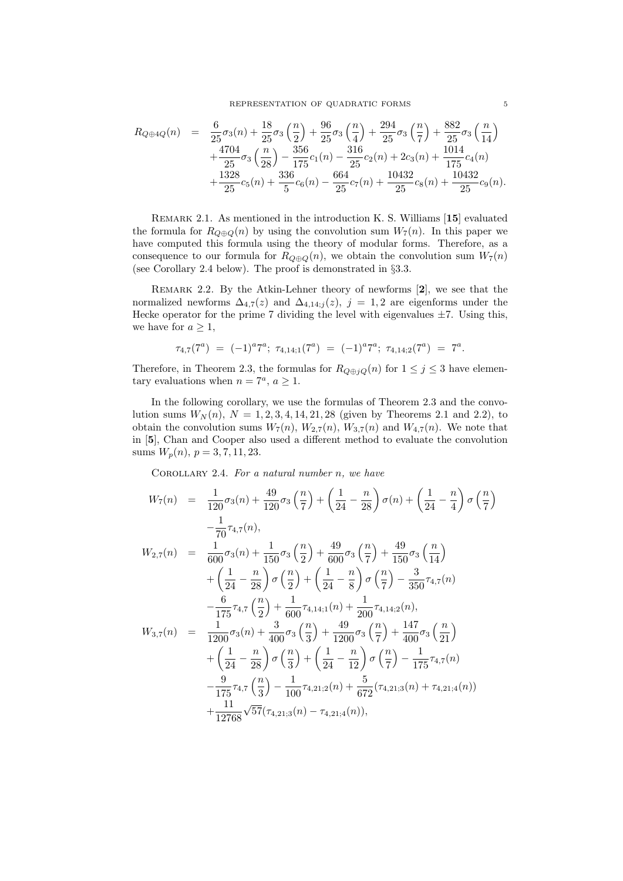$$
\begin{aligned}
R_{Q\oplus 4Q}(n) &= \frac{6}{25}\sigma_3(n)+\frac{18}{25}\sigma_3\left(\frac{n}{2}\right)+\frac{96}{25}\sigma_3\left(\frac{n}{4}\right)+\frac{294}{25}\sigma_3\left(\frac{n}{7}\right)+\frac{882}{25}\sigma_3\left(\frac{n}{14}\right)\\
&\quad+\frac{4704}{25}\sigma_3\left(\frac{n}{28}\right)-\frac{356}{175}c_1(n)-\frac{316}{25}c_2(n)+2c_3(n)+\frac{1014}{175}c_4(n)\\
&\quad+\frac{1328}{25}c_5(n)+\frac{336}{5}c_6(n)-\frac{664}{25}c_7(n)+\frac{10432}{25}c_8(n)+\frac{10432}{25}c_9(n).
\end{aligned}
$$

Remark 2.1. As mentioned in the introduction K. S. Williams [**15**] evaluated the formula for $R_{Q\oplus Q}(n)$ by using the convolution sum $W_7(n)$. In this paper we have computed this formula using the theory of modular forms. Therefore, as a consequence to our formula for $R_{Q\oplus Q}(n)$, we obtain the convolution sum $W_7(n)$ (see Corollary 2.4 below). The proof is demonstrated in §3.3.

Remark 2.2. By the Atkin-Lehner theory of newforms [**2**], we see that the normalized newforms $\Delta_{4,7}(z)$ and $\Delta_{4,14;j}(z)$, $j=1,2$ are eigenforms under the Hecke operator for the prime 7 dividing the level with eigenvalues $\pm 7$. Using this, we have for $a\geq 1$,

$$
\tau_{4,7}(7^a) \;=\; (-1)^a 7^a;\;\; \tau_{4,14;1}(7^a) \;=\; (-1)^a 7^a;\;\; \tau_{4,14;2}(7^a) \;=\; 7^a.
$$

Therefore, in Theorem 2.3, the formulas for $R_{Q\oplus jQ}(n)$ for $1\leq j\leq 3$ have elementary evaluations when $n=7^a$, $a\geq 1$.

In the following corollary, we use the formulas of Theorem 2.3 and the convolution sums $W_N(n)$, $N=1,2,3,4,14,21,28$ (given by Theorems 2.1 and 2.2), to obtain the convolution sums $W_7(n)$, $W_{2,7}(n)$, $W_{3,7}(n)$ and $W_{4,7}(n)$. We note that in [**5**], Chan and Cooper also used a different method to evaluate the convolution sums $W_p(n)$, $p=3,7,11,23$.

Corollary 2.4. *For a natural number $n$, we have*

$$
\begin{aligned}
W_7(n) &= \frac{1}{120}\sigma_3(n)+\frac{49}{120}\sigma_3\left(\frac{n}{7}\right)+\left(\frac{1}{24}-\frac{n}{28}\right)\sigma(n)+\left(\frac{1}{24}-\frac{n}{4}\right)\sigma\left(\frac{n}{7}\right)\\
&\quad-\frac{1}{70}\tau_{4,7}(n),\\
W_{2,7}(n) &= \frac{1}{600}\sigma_3(n)+\frac{1}{150}\sigma_3\left(\frac{n}{2}\right)+\frac{49}{600}\sigma_3\left(\frac{n}{7}\right)+\frac{49}{150}\sigma_3\left(\frac{n}{14}\right)\\
&\quad+\left(\frac{1}{24}-\frac{n}{28}\right)\sigma\left(\frac{n}{2}\right)+\left(\frac{1}{24}-\frac{n}{8}\right)\sigma\left(\frac{n}{7}\right)-\frac{3}{350}\tau_{4,7}(n)\\
&\quad-\frac{6}{175}\tau_{4,7}\left(\frac{n}{2}\right)+\frac{1}{600}\tau_{4,14;1}(n)+\frac{1}{200}\tau_{4,14;2}(n),\\
W_{3,7}(n) &= \frac{1}{1200}\sigma_3(n)+\frac{3}{400}\sigma_3\left(\frac{n}{3}\right)+\frac{49}{1200}\sigma_3\left(\frac{n}{7}\right)+\frac{147}{400}\sigma_3\left(\frac{n}{21}\right)\\
&\quad+\left(\frac{1}{24}-\frac{n}{28}\right)\sigma\left(\frac{n}{3}\right)+\left(\frac{1}{24}-\frac{n}{12}\right)\sigma\left(\frac{n}{7}\right)-\frac{1}{175}\tau_{4,7}(n)\\
&\quad-\frac{9}{175}\tau_{4,7}\left(\frac{n}{3}\right)-\frac{1}{100}\tau_{4,21;2}(n)+\frac{5}{672}(\tau_{4,21;3}(n)+\tau_{4,21;4}(n))\\
&\quad+\frac{11}{12768}\sqrt{57}(\tau_{4,21;3}(n)-\tau_{4,21;4}(n)),
\end{aligned}
$$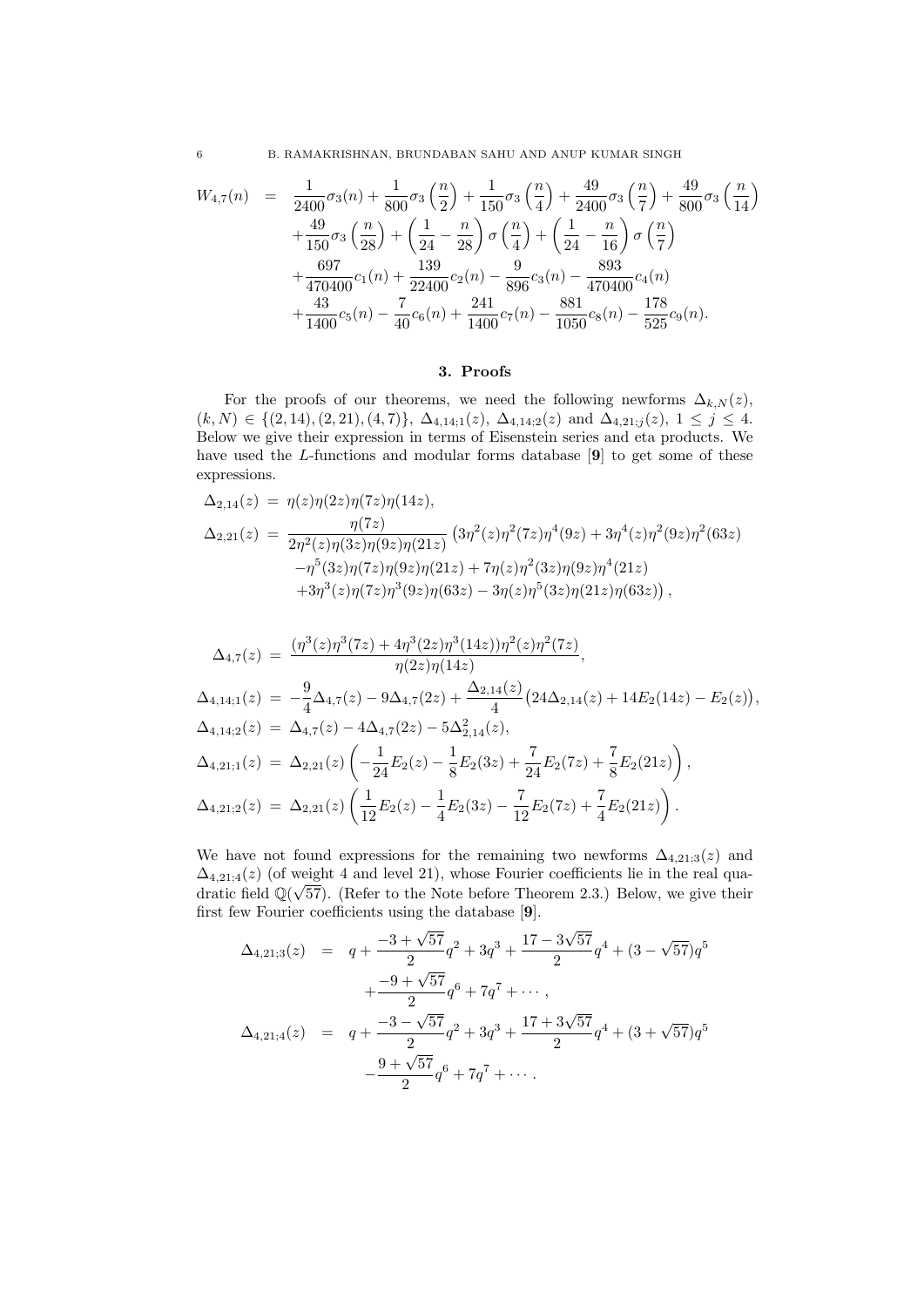$$
\begin{aligned}
W_{4,7}(n) \;=\;& \frac{1}{2400}\sigma_3(n) + \frac{1}{800}\sigma_3\left(\frac{n}{2}\right) + \frac{1}{150}\sigma_3\left(\frac{n}{4}\right) + \frac{49}{2400}\sigma_3\left(\frac{n}{7}\right) + \frac{49}{800}\sigma_3\left(\frac{n}{14}\right) \\
&+\frac{49}{150}\sigma_3\left(\frac{n}{28}\right) + \left(\frac{1}{24} - \frac{n}{28}\right)\sigma\left(\frac{n}{4}\right) + \left(\frac{1}{24} - \frac{n}{16}\right)\sigma\left(\frac{n}{7}\right) \\
&+\frac{697}{470400}c_1(n) + \frac{139}{22400}c_2(n) - \frac{9}{896}c_3(n) - \frac{893}{470400}c_4(n) \\
&+\frac{43}{1400}c_5(n) - \frac{7}{40}c_6(n) + \frac{241}{1400}c_7(n) - \frac{881}{1050}c_8(n) - \frac{178}{525}c_9(n).
\end{aligned}
$$

## 3. Proofs

For the proofs of our theorems, we need the following newforms $\Delta_{k,N}(z)$, $(k,N) \in \{(2,14),(2,21),(4,7)\}$, $\Delta_{4,14;1}(z)$, $\Delta_{4,14;2}(z)$ and $\Delta_{4,21;j}(z)$, $1 \le j \le 4$. Below we give their expression in terms of Eisenstein series and eta products. We have used the $L$-functions and modular forms database [**9**] to get some of these expressions.

$$
\begin{aligned}
\Delta_{2,14}(z) \;=\;& \eta(z)\eta(2z)\eta(7z)\eta(14z), \\
\Delta_{2,21}(z) \;=\;& \frac{\eta(7z)}{2\eta^2(z)\eta(3z)\eta(9z)\eta(21z)}\big(3\eta^2(z)\eta^2(7z)\eta^4(9z) + 3\eta^4(z)\eta^2(9z)\eta^2(63z) \\
&-\eta^5(3z)\eta(7z)\eta(9z)\eta(21z) + 7\eta(z)\eta^2(3z)\eta(9z)\eta^4(21z) \\
&+3\eta^3(z)\eta(7z)\eta^3(9z)\eta(63z) - 3\eta(z)\eta^5(3z)\eta(21z)\eta(63z)\big),
\end{aligned}
$$

$$
\begin{aligned}
\Delta_{4,7}(z) \;=\;& \frac{(\eta^3(z)\eta^3(7z) + 4\eta^3(2z)\eta^3(14z))\eta^2(z)\eta^2(7z)}{\eta(2z)\eta(14z)}, \\
\Delta_{4,14;1}(z) \;=\;& -\frac{9}{4}\Delta_{4,7}(z) - 9\Delta_{4,7}(2z) + \frac{\Delta_{2,14}(z)}{4}\big(24\Delta_{2,14}(z) + 14E_2(14z) - E_2(z)\big), \\
\Delta_{4,14;2}(z) \;=\;& \Delta_{4,7}(z) - 4\Delta_{4,7}(2z) - 5\Delta_{2,14}^2(z), \\
\Delta_{4,21;1}(z) \;=\;& \Delta_{2,21}(z)\left(-\frac{1}{24}E_2(z) - \frac{1}{8}E_2(3z) + \frac{7}{24}E_2(7z) + \frac{7}{8}E_2(21z)\right), \\
\Delta_{4,21;2}(z) \;=\;& \Delta_{2,21}(z)\left(\frac{1}{12}E_2(z) - \frac{1}{4}E_2(3z) - \frac{7}{12}E_2(7z) + \frac{7}{4}E_2(21z)\right).
\end{aligned}
$$

We have not found expressions for the remaining two newforms $\Delta_{4,21;3}(z)$ and $\Delta_{4,21;4}(z)$ (of weight 4 and level 21), whose Fourier coefficients lie in the real quadratic field $\mathbb{Q}(\sqrt{57})$. (Refer to the Note before Theorem 2.3.) Below, we give their first few Fourier coefficients using the database [**9**].

$$
\begin{aligned}
\Delta_{4,21;3}(z) \;=\;& q + \frac{-3+\sqrt{57}}{2}q^2 + 3q^3 + \frac{17-3\sqrt{57}}{2}q^4 + (3-\sqrt{57})q^5 \\
&+\frac{-9+\sqrt{57}}{2}q^6 + 7q^7 + \cdots, \\
\Delta_{4,21;4}(z) \;=\;& q + \frac{-3-\sqrt{57}}{2}q^2 + 3q^3 + \frac{17+3\sqrt{57}}{2}q^4 + (3+\sqrt{57})q^5 \\
&-\frac{9+\sqrt{57}}{2}q^6 + 7q^7 + \cdots.
\end{aligned}
$$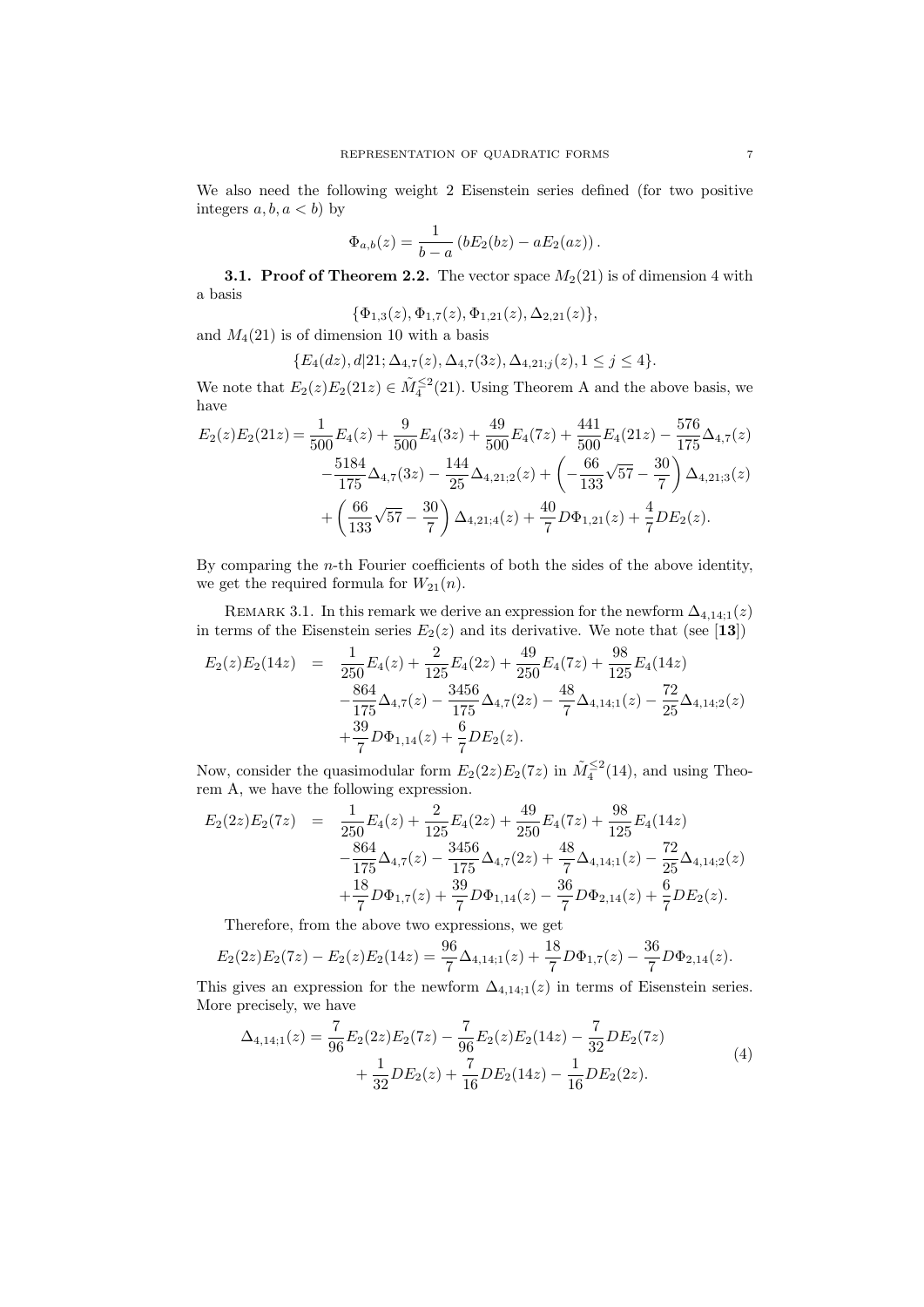We also need the following weight 2 Eisenstein series defined (for two positive integers $a, b, a < b$) by

$$\Phi_{a,b}(z) = \frac{1}{b-a}\left(bE_2(bz) - aE_2(az)\right).$$

**3.1. Proof of Theorem 2.2.** The vector space $M_2(21)$ is of dimension 4 with a basis

$$\{\Phi_{1,3}(z), \Phi_{1,7}(z), \Phi_{1,21}(z), \Delta_{2,21}(z)\},$$

and $M_4(21)$ is of dimension 10 with a basis

$$\{E_4(dz), d|21; \Delta_{4,7}(z), \Delta_{4,7}(3z), \Delta_{4,21;j}(z), 1 \le j \le 4\}.$$

We note that $E_2(z)E_2(21z) \in \tilde{M}_4^{\le 2}(21)$. Using Theorem A and the above basis, we have

$$\begin{aligned}
E_2(z)E_2(21z) =& \frac{1}{500}E_4(z) + \frac{9}{500}E_4(3z) + \frac{49}{500}E_4(7z) + \frac{441}{500}E_4(21z) - \frac{576}{175}\Delta_{4,7}(z)\\
&-\frac{5184}{175}\Delta_{4,7}(3z) - \frac{144}{25}\Delta_{4,21;2}(z) + \left(-\frac{66}{133}\sqrt{57} - \frac{30}{7}\right)\Delta_{4,21;3}(z)\\
&+\left(\frac{66}{133}\sqrt{57} - \frac{30}{7}\right)\Delta_{4,21;4}(z) + \frac{40}{7}D\Phi_{1,21}(z) + \frac{4}{7}DE_2(z).
\end{aligned}$$

By comparing the $n$-th Fourier coefficients of both the sides of the above identity, we get the required formula for $W_{21}(n)$.

Remark 3.1. In this remark we derive an expression for the newform $\Delta_{4,14;1}(z)$ in terms of the Eisenstein series $E_2(z)$ and its derivative. We note that (see [**13**])

$$\begin{aligned}
E_2(z)E_2(14z) \;=\;& \frac{1}{250}E_4(z) + \frac{2}{125}E_4(2z) + \frac{49}{250}E_4(7z) + \frac{98}{125}E_4(14z)\\
&-\frac{864}{175}\Delta_{4,7}(z) - \frac{3456}{175}\Delta_{4,7}(2z) - \frac{48}{7}\Delta_{4,14;1}(z) - \frac{72}{25}\Delta_{4,14;2}(z)\\
&+\frac{39}{7}D\Phi_{1,14}(z) + \frac{6}{7}DE_2(z).
\end{aligned}$$

Now, consider the quasimodular form $E_2(2z)E_2(7z)$ in $\tilde{M}_4^{\le 2}(14)$, and using Theorem A, we have the following expression.

$$\begin{aligned}
E_2(2z)E_2(7z) \;=\;& \frac{1}{250}E_4(z) + \frac{2}{125}E_4(2z) + \frac{49}{250}E_4(7z) + \frac{98}{125}E_4(14z)\\
&-\frac{864}{175}\Delta_{4,7}(z) - \frac{3456}{175}\Delta_{4,7}(2z) + \frac{48}{7}\Delta_{4,14;1}(z) - \frac{72}{25}\Delta_{4,14;2}(z)\\
&+\frac{18}{7}D\Phi_{1,7}(z) + \frac{39}{7}D\Phi_{1,14}(z) - \frac{36}{7}D\Phi_{2,14}(z) + \frac{6}{7}DE_2(z).
\end{aligned}$$

Therefore, from the above two expressions, we get

$$E_2(2z)E_2(7z) - E_2(z)E_2(14z) = \frac{96}{7}\Delta_{4,14;1}(z) + \frac{18}{7}D\Phi_{1,7}(z) - \frac{36}{7}D\Phi_{2,14}(z).$$

This gives an expression for the newform $\Delta_{4,14;1}(z)$ in terms of Eisenstein series. More precisely, we have

$$\begin{aligned}
\Delta_{4,14;1}(z) =& \frac{7}{96}E_2(2z)E_2(7z) - \frac{7}{96}E_2(z)E_2(14z) - \frac{7}{32}DE_2(7z)\\
&+\frac{1}{32}DE_2(z) + \frac{7}{16}DE_2(14z) - \frac{1}{16}DE_2(2z).
\end{aligned} \tag{4}$$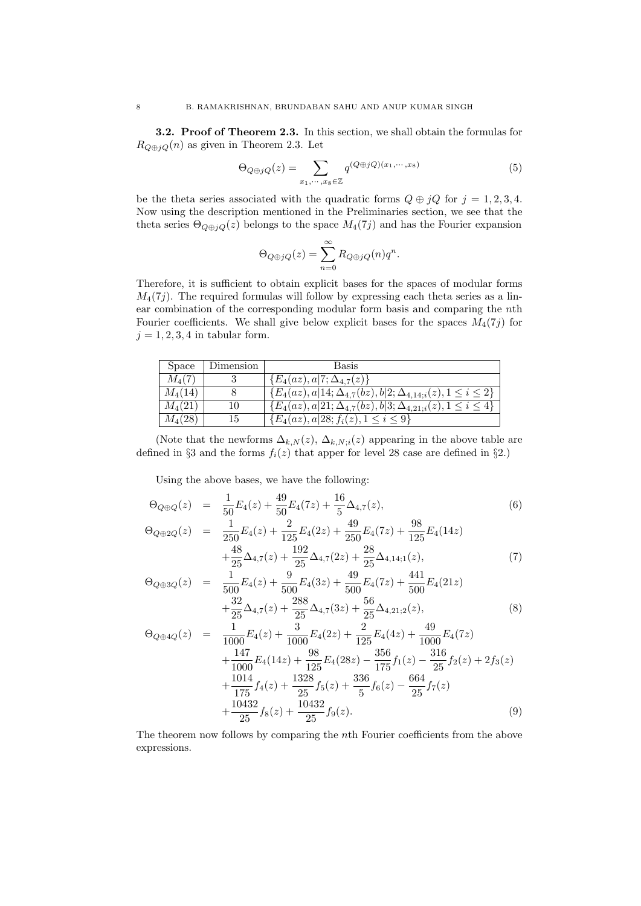**3.2. Proof of Theorem 2.3.** In this section, we shall obtain the formulas for $R_{Q\oplus jQ}(n)$ as given in Theorem 2.3. Let

$$\Theta_{Q\oplus jQ}(z) = \sum_{x_1,\cdots,x_8\in\mathbb{Z}} q^{(Q\oplus jQ)(x_1,\cdots,x_8)} \tag{5}$$

be the theta series associated with the quadratic forms $Q \oplus jQ$ for $j = 1, 2, 3, 4$. Now using the description mentioned in the Preliminaries section, we see that the theta series $\Theta_{Q\oplus jQ}(z)$ belongs to the space $M_4(7j)$ and has the Fourier expansion

$$\Theta_{Q\oplus jQ}(z) = \sum_{n=0}^{\infty} R_{Q\oplus jQ}(n)q^n.$$

Therefore, it is sufficient to obtain explicit bases for the spaces of modular forms $M_4(7j)$. The required formulas will follow by expressing each theta series as a linear combination of the corresponding modular form basis and comparing the $n$th Fourier coefficients. We shall give below explicit bases for the spaces $M_4(7j)$ for $j = 1, 2, 3, 4$ in tabular form.

| Space | Dimension | Basis |
|---|---|---|
| $M_4(7)$ | 3 | $\{E_4(az), a\vert 7; \Delta_{4,7}(z)\}$ |
| $M_4(14)$ | 8 | $\{E_4(az), a\vert 14; \Delta_{4,7}(bz), b\vert 2; \Delta_{4,14;i}(z), 1 \le i \le 2\}$ |
| $M_4(21)$ | 10 | $\{E_4(az), a\vert 21; \Delta_{4,7}(bz), b\vert 3; \Delta_{4,21;i}(z), 1 \le i \le 4\}$ |
| $M_4(28)$ | 15 | $\{E_4(az), a\vert 28; f_i(z), 1 \le i \le 9\}$ |

(Note that the newforms $\Delta_{k,N}(z)$, $\Delta_{k,N;i}(z)$ appearing in the above table are defined in §3 and the forms $f_i(z)$ that apper for level 28 case are defined in §2.)

Using the above bases, we have the following:

$$\Theta_{Q\oplus Q}(z) = \frac{1}{50}E_4(z) + \frac{49}{50}E_4(7z) + \frac{16}{5}\Delta_{4,7}(z), \tag{6}$$

$$\begin{aligned}\Theta_{Q\oplus 2Q}(z) = {} & \frac{1}{250}E_4(z) + \frac{2}{125}E_4(2z) + \frac{49}{250}E_4(7z) + \frac{98}{125}E_4(14z) \\ & + \frac{48}{25}\Delta_{4,7}(z) + \frac{192}{25}\Delta_{4,7}(2z) + \frac{28}{25}\Delta_{4,14;1}(z),\end{aligned} \tag{7}$$

$$\begin{aligned}\Theta_{Q\oplus 3Q}(z) = {} & \frac{1}{500}E_4(z) + \frac{9}{500}E_4(3z) + \frac{49}{500}E_4(7z) + \frac{441}{500}E_4(21z) \\ & + \frac{32}{25}\Delta_{4,7}(z) + \frac{288}{25}\Delta_{4,7}(3z) + \frac{56}{25}\Delta_{4,21;2}(z),\end{aligned} \tag{8}$$

$$\begin{aligned}\Theta_{Q\oplus 4Q}(z) = {} & \frac{1}{1000}E_4(z) + \frac{3}{1000}E_4(2z) + \frac{2}{125}E_4(4z) + \frac{49}{1000}E_4(7z) \\ & + \frac{147}{1000}E_4(14z) + \frac{98}{125}E_4(28z) - \frac{356}{175}f_1(z) - \frac{316}{25}f_2(z) + 2f_3(z) \\ & + \frac{1014}{175}f_4(z) + \frac{1328}{25}f_5(z) + \frac{336}{5}f_6(z) - \frac{664}{25}f_7(z) \\ & + \frac{10432}{25}f_8(z) + \frac{10432}{25}f_9(z).\end{aligned} \tag{9}$$

The theorem now follows by comparing the $n$th Fourier coefficients from the above expressions.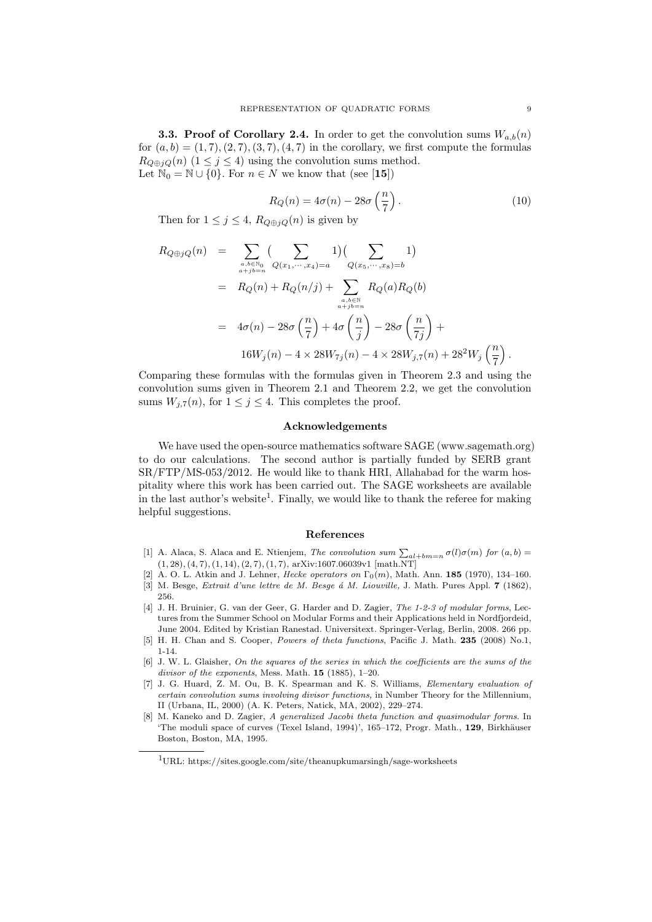**3.3. Proof of Corollary 2.4.** In order to get the convolution sums $W_{a,b}(n)$ for $(a,b) = (1,7), (2,7), (3,7), (4,7)$ in the corollary, we first compute the formulas $R_{Q\oplus jQ}(n)$ $(1 \leq j \leq 4)$ using the convolution sums method.
Let $\mathbb{N}_0 = \mathbb{N} \cup \{0\}$. For $n \in N$ we know that (see [**15**])

$$R_Q(n) = 4\sigma(n) - 28\sigma\left(\frac{n}{7}\right). \tag{10}$$

Then for $1 \leq j \leq 4$, $R_{Q\oplus jQ}(n)$ is given by

$$\begin{aligned}
R_{Q\oplus jQ}(n) &= \sum_{\substack{a,b\in\mathbb{N}_0 \\ a+jb=n}} \Big(\sum_{Q(x_1,\cdots,x_4)=a} 1\Big)\Big(\sum_{Q(x_5,\cdots,x_8)=b} 1\Big) \\
&= R_Q(n) + R_Q(n/j) + \sum_{\substack{a,b\in\mathbb{N} \\ a+jb=n}} R_Q(a)R_Q(b) \\
&= 4\sigma(n) - 28\sigma\left(\frac{n}{7}\right) + 4\sigma\left(\frac{n}{j}\right) - 28\sigma\left(\frac{n}{7j}\right) + \\
&\qquad 16W_j(n) - 4\times 28W_{7j}(n) - 4\times 28W_{j,7}(n) + 28^2 W_j\left(\frac{n}{7}\right).
\end{aligned}$$

Comparing these formulas with the formulas given in Theorem 2.3 and using the convolution sums given in Theorem 2.1 and Theorem 2.2, we get the convolution sums $W_{j,7}(n)$, for $1 \leq j \leq 4$. This completes the proof.

## Acknowledgements

We have used the open-source mathematics software SAGE (www.sagemath.org) to do our calculations. The second author is partially funded by SERB grant SR/FTP/MS-053/2012. He would like to thank HRI, Allahabad for the warm hospitality where this work has been carried out. The SAGE worksheets are available in the last author's website[1]. Finally, we would like to thank the referee for making helpful suggestions.

## References

[1] A. Alaca, S. Alaca and E. Ntienjem, *The convolution sum* $\sum_{al+bm=n}\sigma(l)\sigma(m)$ *for* $(a,b) = (1,28), (4,7), (1,14), (2,7), (1,7)$, arXiv:1607.06039v1 [math.NT]

[2] A. O. L. Atkin and J. Lehner, *Hecke operators on* $\Gamma_0(m)$, Math. Ann. **185** (1970), 134–160.

[3] M. Besge, *Extrait d'une lettre de M. Besge á M. Liouville,* J. Math. Pures Appl. **7** (1862), 256.

[4] J. H. Bruinier, G. van der Geer, G. Harder and D. Zagier, *The 1-2-3 of modular forms*, Lectures from the Summer School on Modular Forms and their Applications held in Nordfjordeid, June 2004. Edited by Kristian Ranestad. Universitext. Springer-Verlag, Berlin, 2008. 266 pp.

[5] H. H. Chan and S. Cooper, *Powers of theta functions*, Pacific J. Math. **235** (2008) No.1, 1-14.

[6] J. W. L. Glaisher, *On the squares of the series in which the coefficients are the sums of the divisor of the exponents*, Mess. Math. **15** (1885), 1–20.

[7] J. G. Huard, Z. M. Ou, B. K. Spearman and K. S. Williams, *Elementary evaluation of certain convolution sums involving divisor functions,* in Number Theory for the Millennium, II (Urbana, IL, 2000) (A. K. Peters, Natick, MA, 2002), 229–274.

[8] M. Kaneko and D. Zagier, *A generalized Jacobi theta function and quasimodular forms.* In 'The moduli space of curves (Texel Island, 1994)', 165–172, Progr. Math., **129**, Birkhäuser Boston, Boston, MA, 1995.

---

[1] URL: https://sites.google.com/site/theanupkumarsingh/sage-worksheets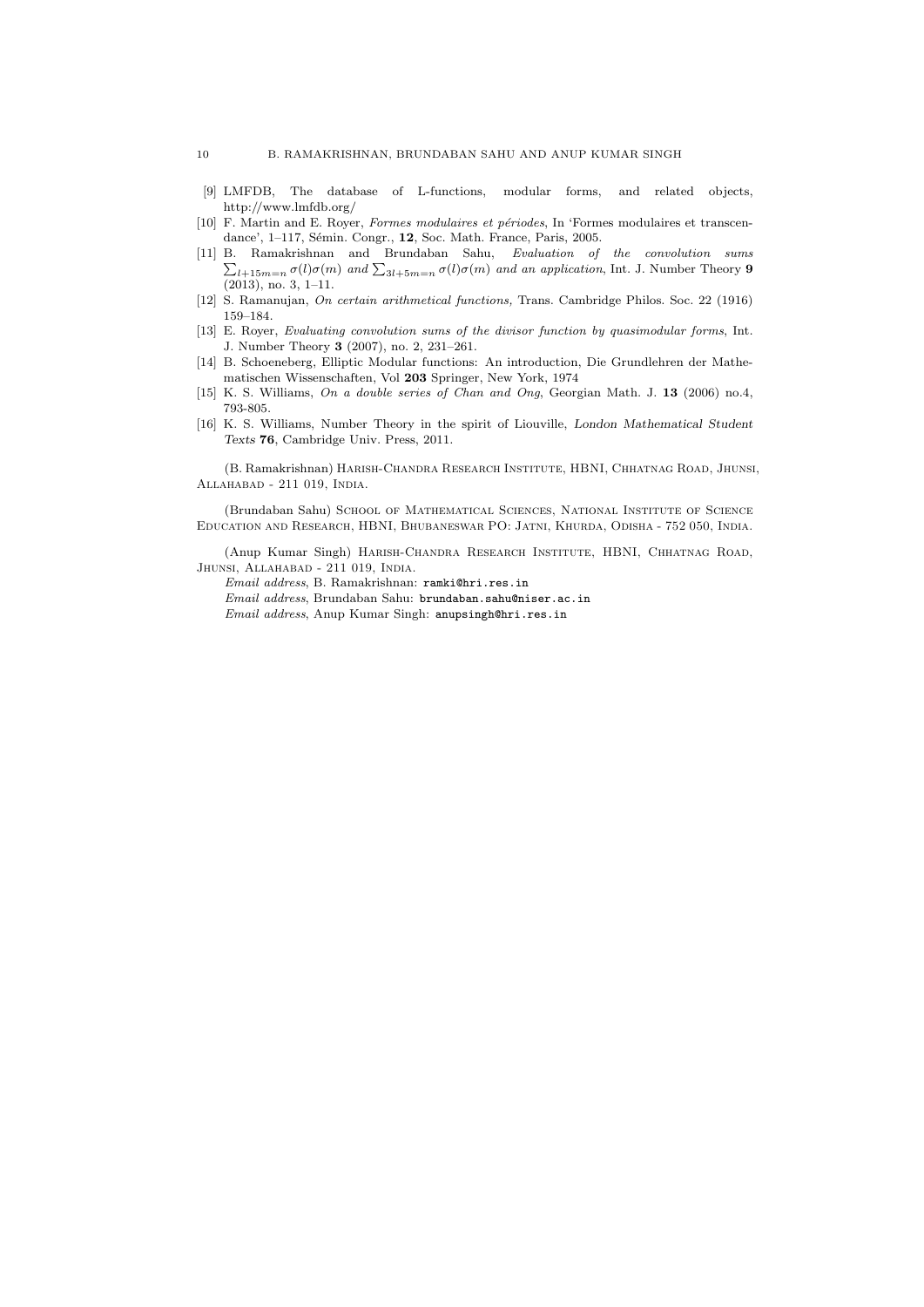[9] LMFDB, The database of L-functions, modular forms, and related objects, http://www.lmfdb.org/

[10] F. Martin and E. Royer, *Formes modulaires et périodes*, In 'Formes modulaires et transcendance', 1–117, Sémin. Congr., **12**, Soc. Math. France, Paris, 2005.

[11] B. Ramakrishnan and Brundaban Sahu, *Evaluation of the convolution sums* $\sum_{l+15m=n} \sigma(l)\sigma(m)$ *and* $\sum_{3l+5m=n} \sigma(l)\sigma(m)$ *and an application*, Int. J. Number Theory **9** (2013), no. 3, 1–11.

[12] S. Ramanujan, *On certain arithmetical functions,* Trans. Cambridge Philos. Soc. 22 (1916) 159–184.

[13] E. Royer, *Evaluating convolution sums of the divisor function by quasimodular forms*, Int. J. Number Theory **3** (2007), no. 2, 231–261.

[14] B. Schoeneberg, Elliptic Modular functions: An introduction, Die Grundlehren der Mathematischen Wissenschaften, Vol **203** Springer, New York, 1974

[15] K. S. Williams, *On a double series of Chan and Ong*, Georgian Math. J. **13** (2006) no.4, 793-805.

[16] K. S. Williams, Number Theory in the spirit of Liouville, *London Mathematical Student Texts* **76**, Cambridge Univ. Press, 2011.

(B. Ramakrishnan) Harish-Chandra Research Institute, HBNI, Chhatnag Road, Jhunsi, Allahabad - 211 019, India.

(Brundaban Sahu) School of Mathematical Sciences, National Institute of Science Education and Research, HBNI, Bhubaneswar PO: Jatni, Khurda, Odisha - 752 050, India.

(Anup Kumar Singh) Harish-Chandra Research Institute, HBNI, Chhatnag Road, Jhunsi, Allahabad - 211 019, India.

*Email address*, B. Ramakrishnan: `ramki@hri.res.in`

*Email address*, Brundaban Sahu: `brundaban.sahu@niser.ac.in`

*Email address*, Anup Kumar Singh: `anupsingh@hri.res.in`